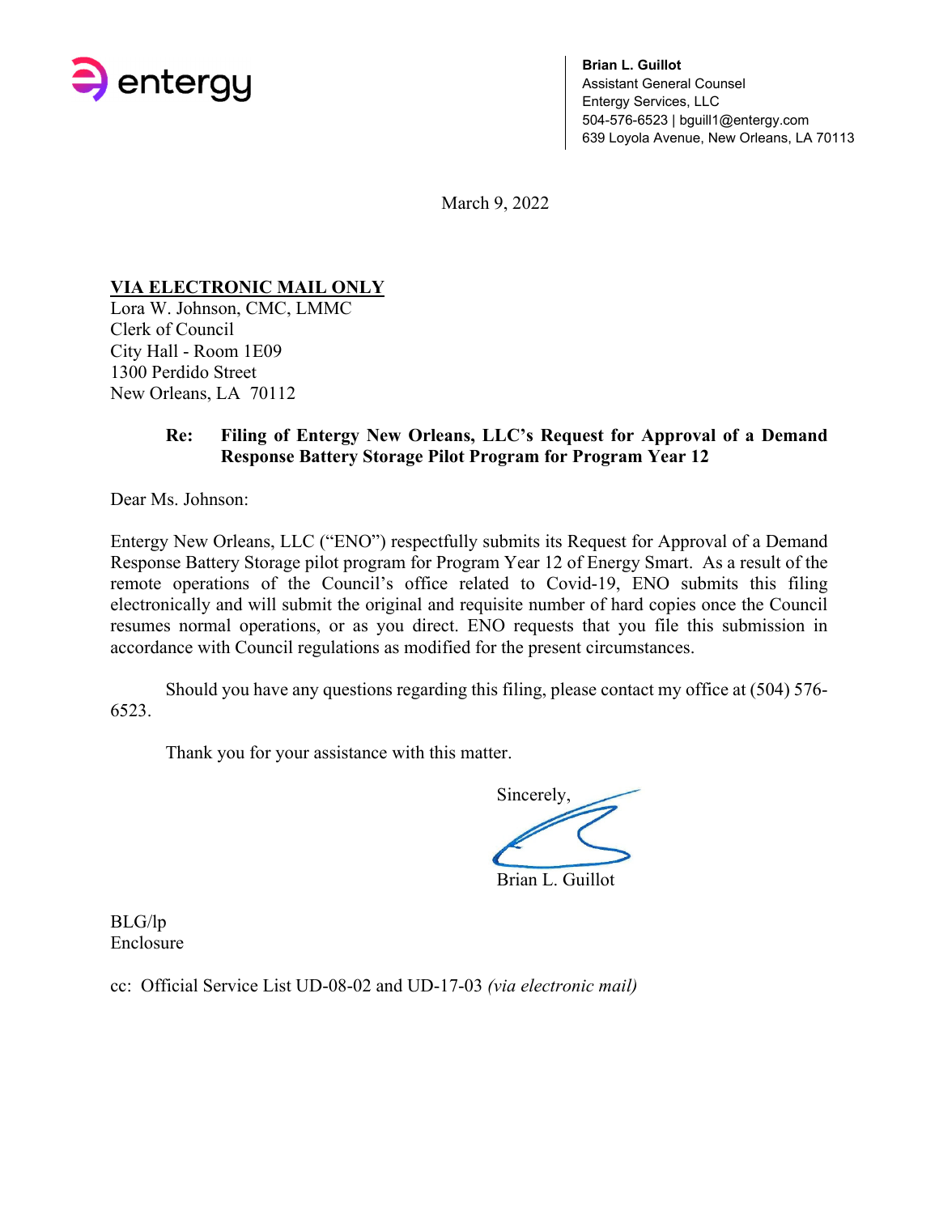entergy

**Brian L. Guillot**
Assistant General Counsel
Entergy Services, LLC
504-576-6523 | bguill1@entergy.com
639 Loyola Avenue, New Orleans, LA 70113

March 9, 2022

**VIA ELECTRONIC MAIL ONLY**
Lora W. Johnson, CMC, LMMC
Clerk of Council
City Hall - Room 1E09
1300 Perdido Street
New Orleans, LA 70112

**Re: Filing of Entergy New Orleans, LLC's Request for Approval of a Demand Response Battery Storage Pilot Program for Program Year 12**

Dear Ms. Johnson:

Entergy New Orleans, LLC ("ENO") respectfully submits its Request for Approval of a Demand Response Battery Storage pilot program for Program Year 12 of Energy Smart. As a result of the remote operations of the Council's office related to Covid-19, ENO submits this filing electronically and will submit the original and requisite number of hard copies once the Council resumes normal operations, or as you direct. ENO requests that you file this submission in accordance with Council regulations as modified for the present circumstances.

Should you have any questions regarding this filing, please contact my office at (504) 576-6523.

Thank you for your assistance with this matter.

Sincerely,

Brian L. Guillot

BLG/lp
Enclosure

cc: Official Service List UD-08-02 and UD-17-03 *(via electronic mail)*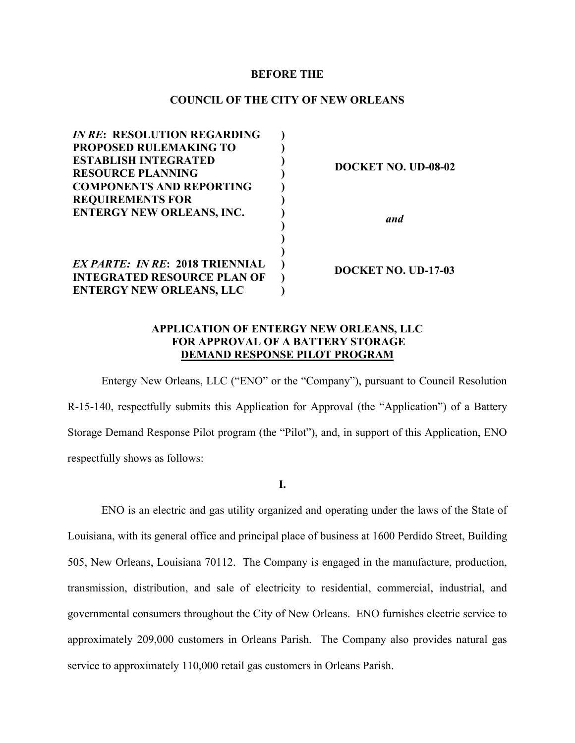**BEFORE THE**

**COUNCIL OF THE CITY OF NEW ORLEANS**

| | | |
|---|---|---|
| ***IN RE*: RESOLUTION REGARDING PROPOSED RULEMAKING TO ESTABLISH INTEGRATED RESOURCE PLANNING COMPONENTS AND REPORTING REQUIREMENTS FOR ENTERGY NEW ORLEANS, INC.** | ) | **DOCKET NO. UD-08-02** |
| | ) | ***and*** |
| ***EX PARTE: IN RE*: 2018 TRIENNIAL INTEGRATED RESOURCE PLAN OF ENTERGY NEW ORLEANS, LLC** | ) | **DOCKET NO. UD-17-03** |

**APPLICATION OF ENTERGY NEW ORLEANS, LLC FOR APPROVAL OF A BATTERY STORAGE DEMAND RESPONSE PILOT PROGRAM**

Entergy New Orleans, LLC ("ENO" or the "Company"), pursuant to Council Resolution R-15-140, respectfully submits this Application for Approval (the "Application") of a Battery Storage Demand Response Pilot program (the "Pilot"), and, in support of this Application, ENO respectfully shows as follows:

**I.**

ENO is an electric and gas utility organized and operating under the laws of the State of Louisiana, with its general office and principal place of business at 1600 Perdido Street, Building 505, New Orleans, Louisiana 70112. The Company is engaged in the manufacture, production, transmission, distribution, and sale of electricity to residential, commercial, industrial, and governmental consumers throughout the City of New Orleans. ENO furnishes electric service to approximately 209,000 customers in Orleans Parish. The Company also provides natural gas service to approximately 110,000 retail gas customers in Orleans Parish.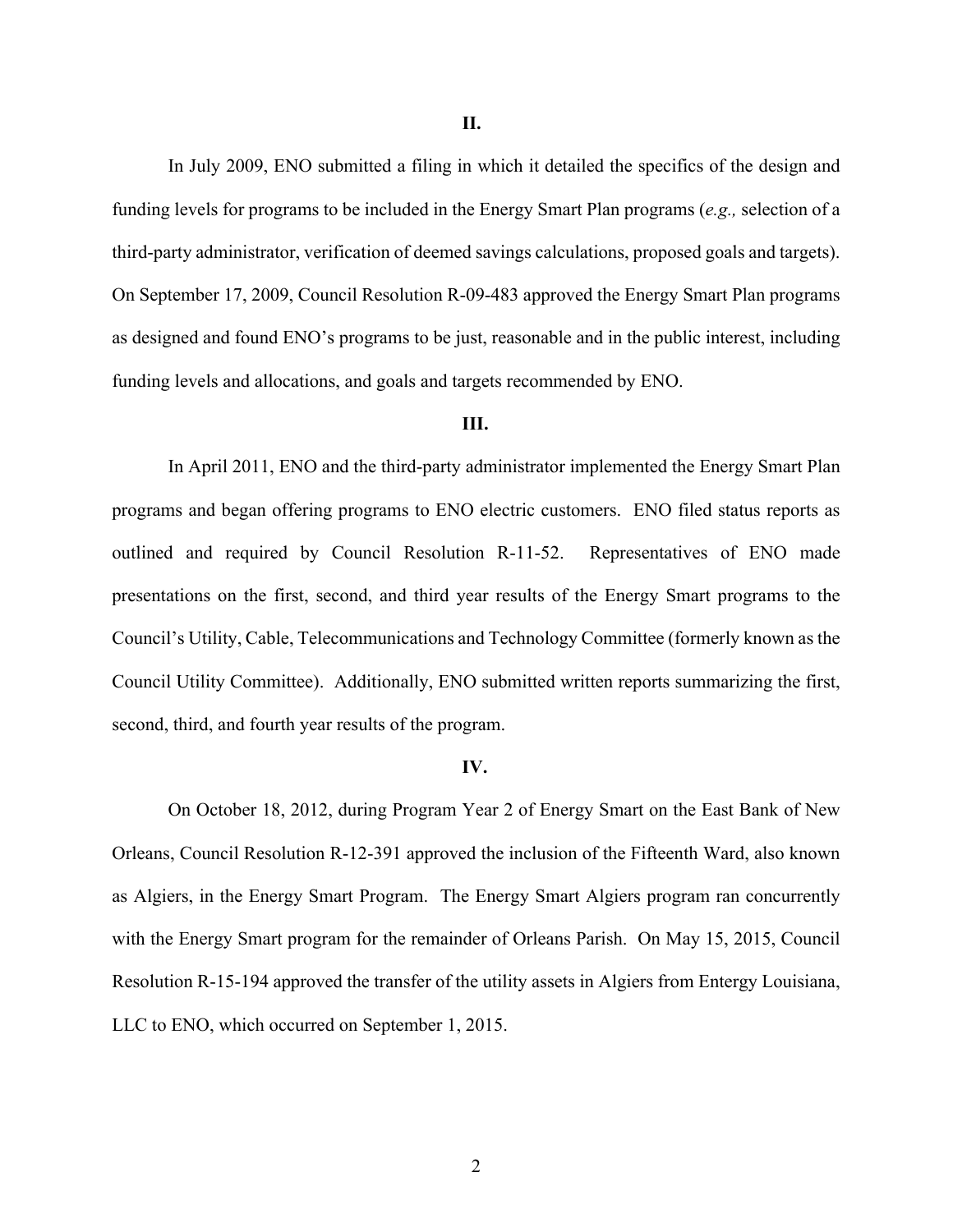**II.**

In July 2009, ENO submitted a filing in which it detailed the specifics of the design and funding levels for programs to be included in the Energy Smart Plan programs (*e.g.,* selection of a third-party administrator, verification of deemed savings calculations, proposed goals and targets). On September 17, 2009, Council Resolution R-09-483 approved the Energy Smart Plan programs as designed and found ENO's programs to be just, reasonable and in the public interest, including funding levels and allocations, and goals and targets recommended by ENO.

**III.**

In April 2011, ENO and the third-party administrator implemented the Energy Smart Plan programs and began offering programs to ENO electric customers. ENO filed status reports as outlined and required by Council Resolution R-11-52. Representatives of ENO made presentations on the first, second, and third year results of the Energy Smart programs to the Council's Utility, Cable, Telecommunications and Technology Committee (formerly known as the Council Utility Committee). Additionally, ENO submitted written reports summarizing the first, second, third, and fourth year results of the program.

**IV.**

On October 18, 2012, during Program Year 2 of Energy Smart on the East Bank of New Orleans, Council Resolution R-12-391 approved the inclusion of the Fifteenth Ward, also known as Algiers, in the Energy Smart Program. The Energy Smart Algiers program ran concurrently with the Energy Smart program for the remainder of Orleans Parish. On May 15, 2015, Council Resolution R-15-194 approved the transfer of the utility assets in Algiers from Entergy Louisiana, LLC to ENO, which occurred on September 1, 2015.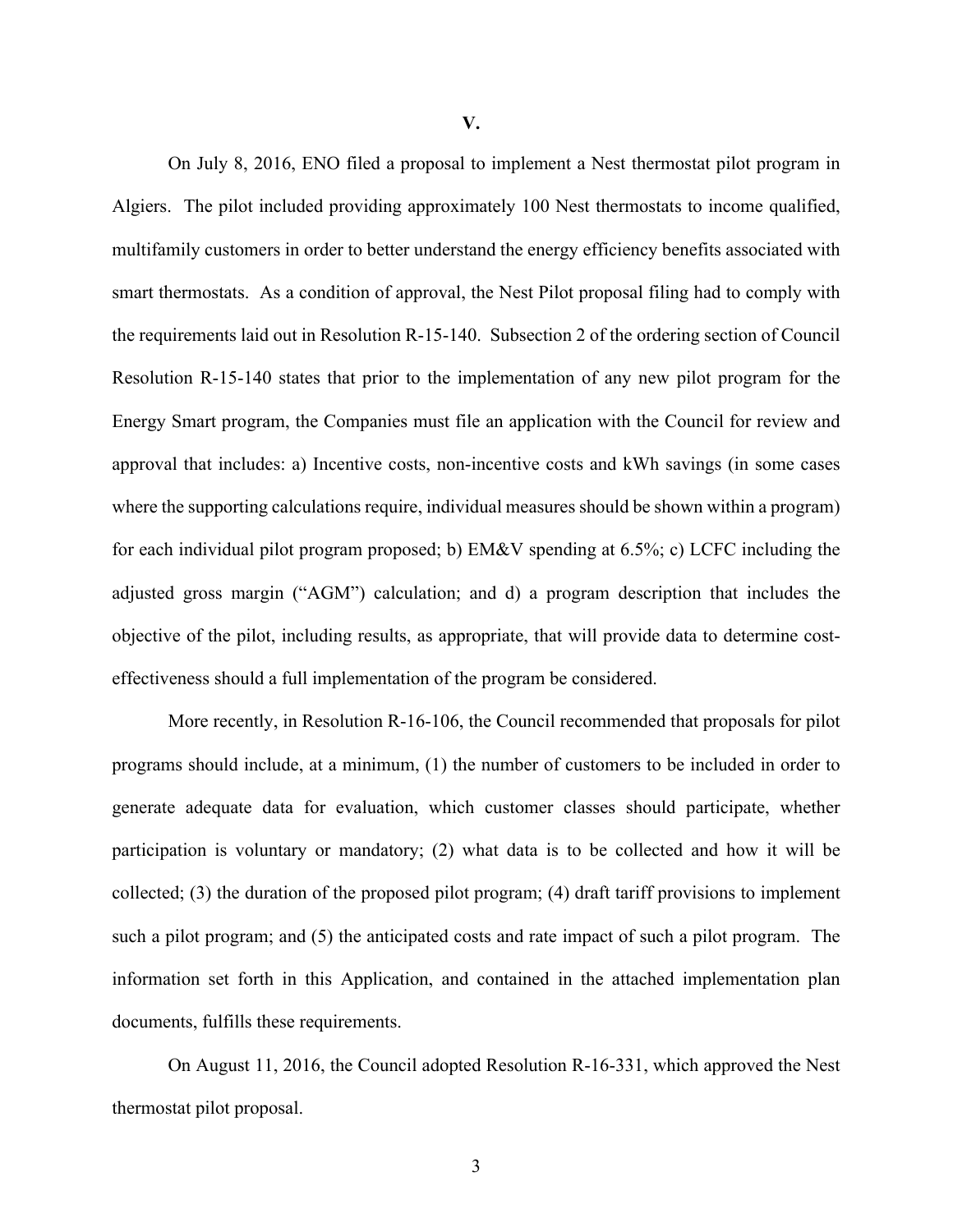**V.**

On July 8, 2016, ENO filed a proposal to implement a Nest thermostat pilot program in Algiers. The pilot included providing approximately 100 Nest thermostats to income qualified, multifamily customers in order to better understand the energy efficiency benefits associated with smart thermostats. As a condition of approval, the Nest Pilot proposal filing had to comply with the requirements laid out in Resolution R-15-140. Subsection 2 of the ordering section of Council Resolution R-15-140 states that prior to the implementation of any new pilot program for the Energy Smart program, the Companies must file an application with the Council for review and approval that includes: a) Incentive costs, non-incentive costs and kWh savings (in some cases where the supporting calculations require, individual measures should be shown within a program) for each individual pilot program proposed; b) EM&V spending at 6.5%; c) LCFC including the adjusted gross margin ("AGM") calculation; and d) a program description that includes the objective of the pilot, including results, as appropriate, that will provide data to determine cost-effectiveness should a full implementation of the program be considered.

More recently, in Resolution R-16-106, the Council recommended that proposals for pilot programs should include, at a minimum, (1) the number of customers to be included in order to generate adequate data for evaluation, which customer classes should participate, whether participation is voluntary or mandatory; (2) what data is to be collected and how it will be collected; (3) the duration of the proposed pilot program; (4) draft tariff provisions to implement such a pilot program; and (5) the anticipated costs and rate impact of such a pilot program. The information set forth in this Application, and contained in the attached implementation plan documents, fulfills these requirements.

On August 11, 2016, the Council adopted Resolution R-16-331, which approved the Nest thermostat pilot proposal.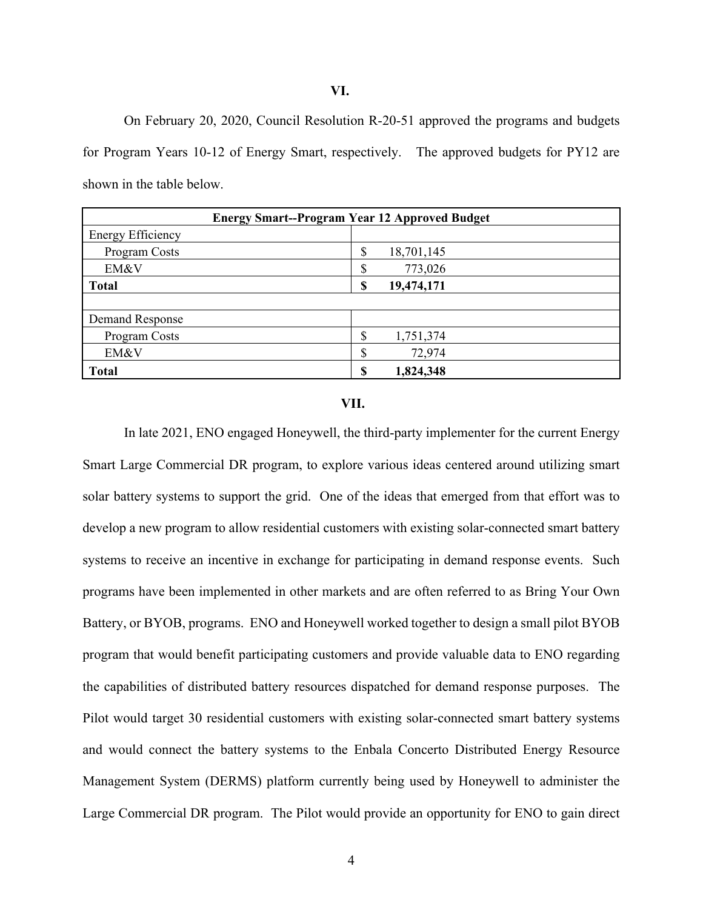## VI.

On February 20, 2020, Council Resolution R-20-51 approved the programs and budgets for Program Years 10-12 of Energy Smart, respectively. The approved budgets for PY12 are shown in the table below.

| **Energy Smart--Program Year 12 Approved Budget** | |
|---|---|
| Energy Efficiency | |
| Program Costs | $ 18,701,145 |
| EM&V | $ 773,026 |
| **Total** | **$ 19,474,171** |
| | |
| Demand Response | |
| Program Costs | $ 1,751,374 |
| EM&V | $ 72,974 |
| **Total** | **$ 1,824,348** |

## VII.

In late 2021, ENO engaged Honeywell, the third-party implementer for the current Energy Smart Large Commercial DR program, to explore various ideas centered around utilizing smart solar battery systems to support the grid. One of the ideas that emerged from that effort was to develop a new program to allow residential customers with existing solar-connected smart battery systems to receive an incentive in exchange for participating in demand response events. Such programs have been implemented in other markets and are often referred to as Bring Your Own Battery, or BYOB, programs. ENO and Honeywell worked together to design a small pilot BYOB program that would benefit participating customers and provide valuable data to ENO regarding the capabilities of distributed battery resources dispatched for demand response purposes. The Pilot would target 30 residential customers with existing solar-connected smart battery systems and would connect the battery systems to the Enbala Concerto Distributed Energy Resource Management System (DERMS) platform currently being used by Honeywell to administer the Large Commercial DR program. The Pilot would provide an opportunity for ENO to gain direct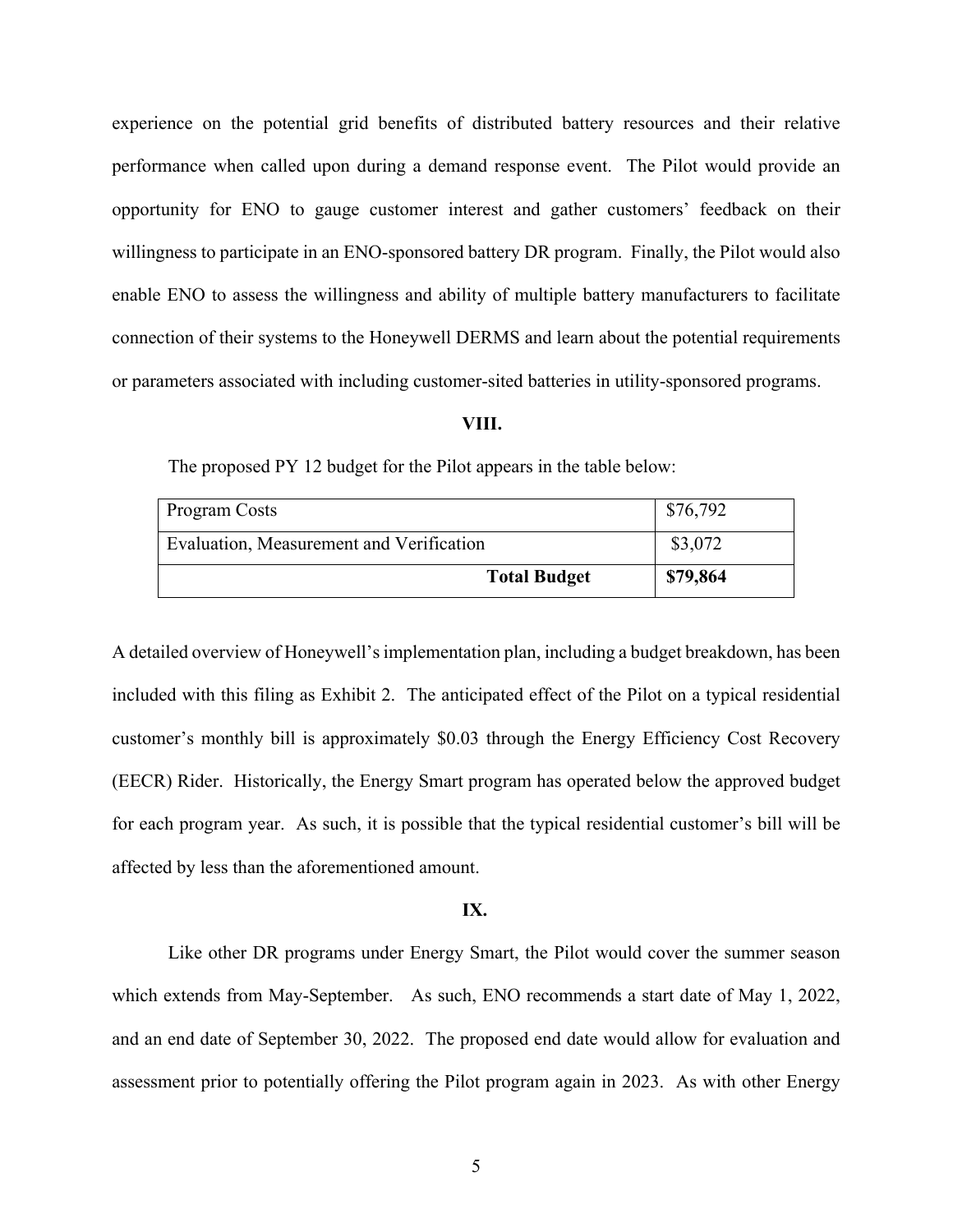experience on the potential grid benefits of distributed battery resources and their relative performance when called upon during a demand response event. The Pilot would provide an opportunity for ENO to gauge customer interest and gather customers' feedback on their willingness to participate in an ENO-sponsored battery DR program. Finally, the Pilot would also enable ENO to assess the willingness and ability of multiple battery manufacturers to facilitate connection of their systems to the Honeywell DERMS and learn about the potential requirements or parameters associated with including customer-sited batteries in utility-sponsored programs.

**VIII.**

The proposed PY 12 budget for the Pilot appears in the table below:

| | |
|---|---|
| Program Costs | $76,792 |
| Evaluation, Measurement and Verification | $3,072 |
| **Total Budget** | **$79,864** |

A detailed overview of Honeywell's implementation plan, including a budget breakdown, has been included with this filing as Exhibit 2. The anticipated effect of the Pilot on a typical residential customer's monthly bill is approximately $0.03 through the Energy Efficiency Cost Recovery (EECR) Rider. Historically, the Energy Smart program has operated below the approved budget for each program year. As such, it is possible that the typical residential customer's bill will be affected by less than the aforementioned amount.

**IX.**

Like other DR programs under Energy Smart, the Pilot would cover the summer season which extends from May-September. As such, ENO recommends a start date of May 1, 2022, and an end date of September 30, 2022. The proposed end date would allow for evaluation and assessment prior to potentially offering the Pilot program again in 2023. As with other Energy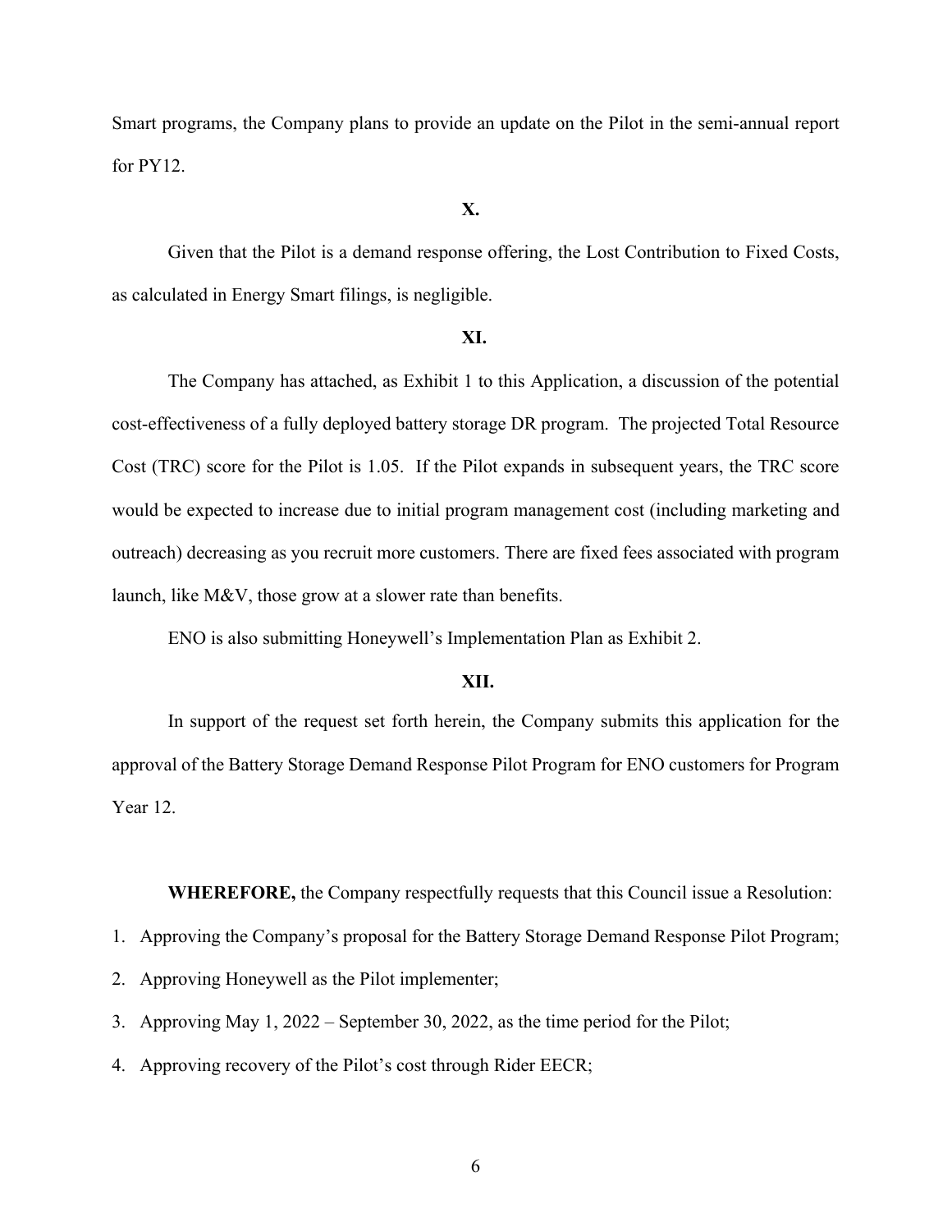Smart programs, the Company plans to provide an update on the Pilot in the semi-annual report for PY12.

**X.**

Given that the Pilot is a demand response offering, the Lost Contribution to Fixed Costs, as calculated in Energy Smart filings, is negligible.

**XI.**

The Company has attached, as Exhibit 1 to this Application, a discussion of the potential cost-effectiveness of a fully deployed battery storage DR program. The projected Total Resource Cost (TRC) score for the Pilot is 1.05. If the Pilot expands in subsequent years, the TRC score would be expected to increase due to initial program management cost (including marketing and outreach) decreasing as you recruit more customers. There are fixed fees associated with program launch, like M&V, those grow at a slower rate than benefits.

ENO is also submitting Honeywell's Implementation Plan as Exhibit 2.

**XII.**

In support of the request set forth herein, the Company submits this application for the approval of the Battery Storage Demand Response Pilot Program for ENO customers for Program Year 12.

**WHEREFORE,** the Company respectfully requests that this Council issue a Resolution:

1. Approving the Company's proposal for the Battery Storage Demand Response Pilot Program;
2. Approving Honeywell as the Pilot implementer;
3. Approving May 1, 2022 – September 30, 2022, as the time period for the Pilot;
4. Approving recovery of the Pilot's cost through Rider EECR;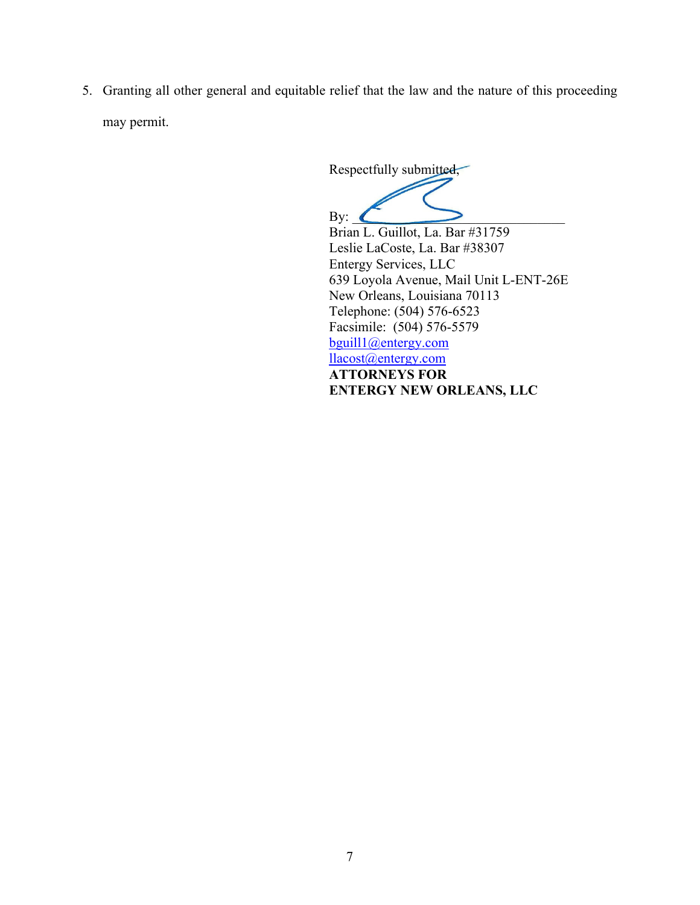5. Granting all other general and equitable relief that the law and the nature of this proceeding may permit.

Respectfully submitted,

By: ______________________________

Brian L. Guillot, La. Bar #31759
Leslie LaCoste, La. Bar #38307
Entergy Services, LLC
639 Loyola Avenue, Mail Unit L-ENT-26E
New Orleans, Louisiana 70113
Telephone: (504) 576-6523
Facsimile: (504) 576-5579
bguill1@entergy.com
llacost@entergy.com
**ATTORNEYS FOR**
**ENTERGY NEW ORLEANS, LLC**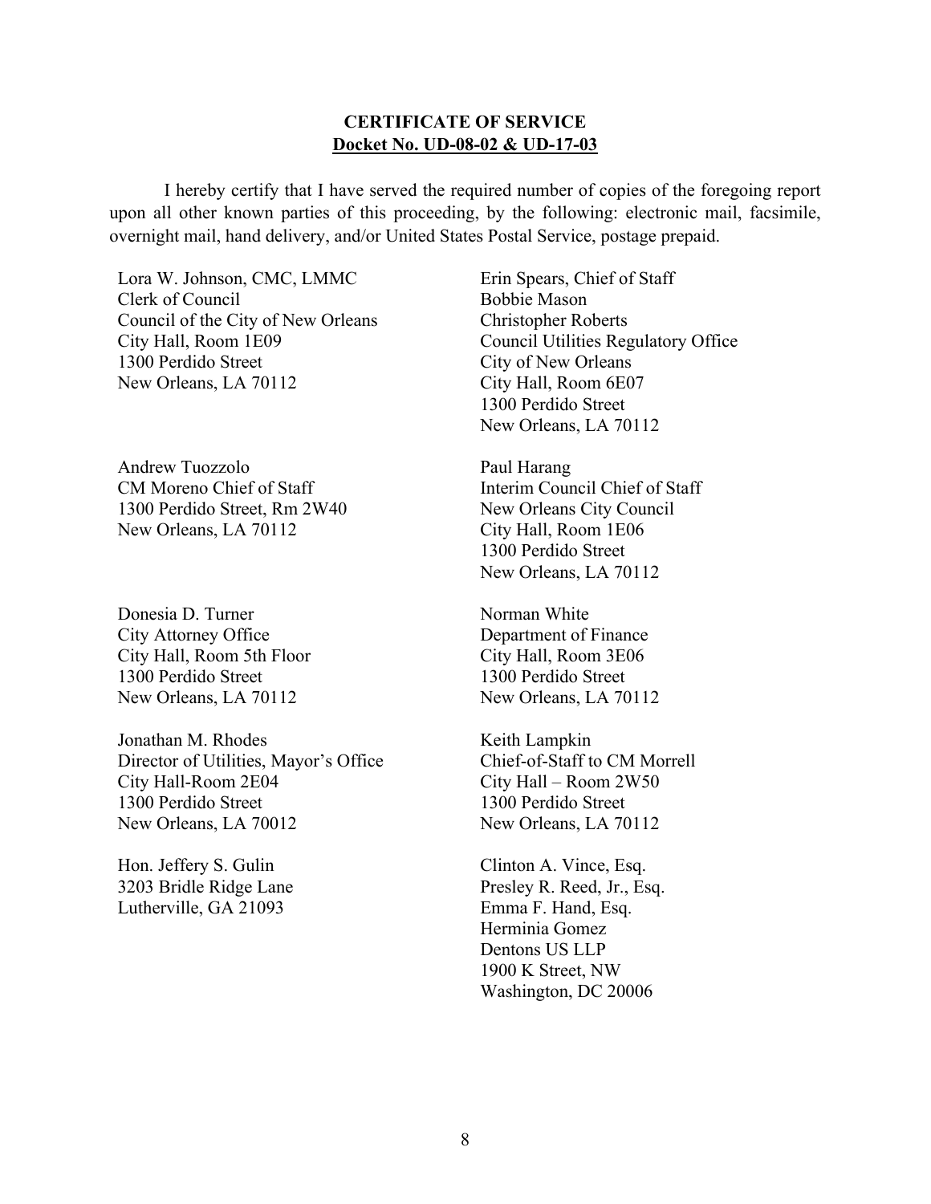**CERTIFICATE OF SERVICE**
**Docket No. UD-08-02 & UD-17-03**

I hereby certify that I have served the required number of copies of the foregoing report upon all other known parties of this proceeding, by the following: electronic mail, facsimile, overnight mail, hand delivery, and/or United States Postal Service, postage prepaid.

Lora W. Johnson, CMC, LMMC
Clerk of Council
Council of the City of New Orleans
City Hall, Room 1E09
1300 Perdido Street
New Orleans, LA 70112

Erin Spears, Chief of Staff
Bobbie Mason
Christopher Roberts
Council Utilities Regulatory Office
City of New Orleans
City Hall, Room 6E07
1300 Perdido Street
New Orleans, LA 70112

Andrew Tuozzolo
CM Moreno Chief of Staff
1300 Perdido Street, Rm 2W40
New Orleans, LA 70112

Paul Harang
Interim Council Chief of Staff
New Orleans City Council
City Hall, Room 1E06
1300 Perdido Street
New Orleans, LA 70112

Donesia D. Turner
City Attorney Office
City Hall, Room 5th Floor
1300 Perdido Street
New Orleans, LA 70112

Norman White
Department of Finance
City Hall, Room 3E06
1300 Perdido Street
New Orleans, LA 70112

Jonathan M. Rhodes
Director of Utilities, Mayor's Office
City Hall-Room 2E04
1300 Perdido Street
New Orleans, LA 70012

Keith Lampkin
Chief-of-Staff to CM Morrell
City Hall – Room 2W50
1300 Perdido Street
New Orleans, LA 70112

Hon. Jeffery S. Gulin
3203 Bridle Ridge Lane
Lutherville, GA 21093

Clinton A. Vince, Esq.
Presley R. Reed, Jr., Esq.
Emma F. Hand, Esq.
Herminia Gomez
Dentons US LLP
1900 K Street, NW
Washington, DC 20006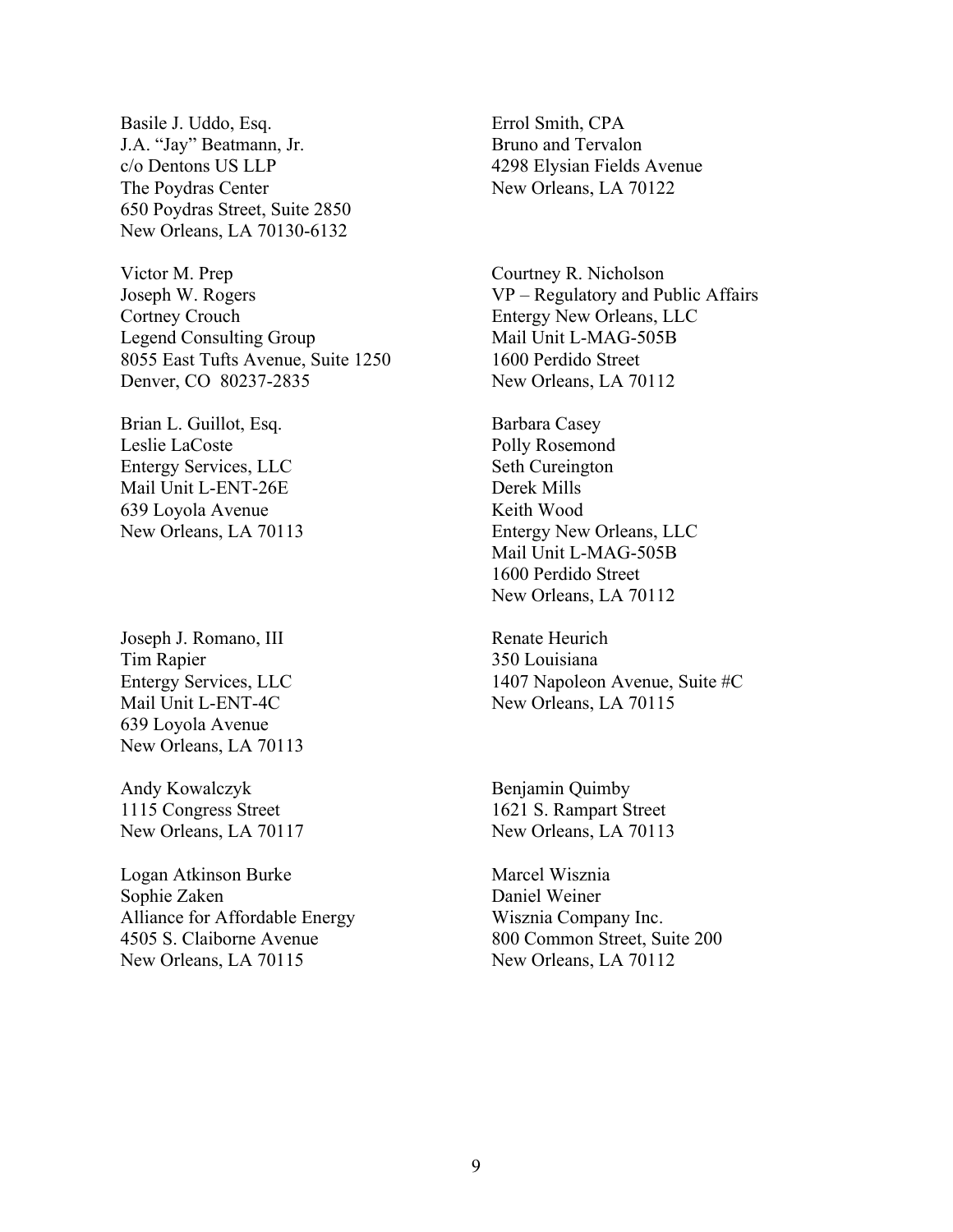Basile J. Uddo, Esq.
J.A. "Jay" Beatmann, Jr.
c/o Dentons US LLP
The Poydras Center
650 Poydras Street, Suite 2850
New Orleans, LA 70130-6132

Errol Smith, CPA
Bruno and Tervalon
4298 Elysian Fields Avenue
New Orleans, LA 70122

Victor M. Prep
Joseph W. Rogers
Cortney Crouch
Legend Consulting Group
8055 East Tufts Avenue, Suite 1250
Denver, CO 80237-2835

Courtney R. Nicholson
VP – Regulatory and Public Affairs
Entergy New Orleans, LLC
Mail Unit L-MAG-505B
1600 Perdido Street
New Orleans, LA 70112

Brian L. Guillot, Esq.
Leslie LaCoste
Entergy Services, LLC
Mail Unit L-ENT-26E
639 Loyola Avenue
New Orleans, LA 70113

Barbara Casey
Polly Rosemond
Seth Cureington
Derek Mills
Keith Wood
Entergy New Orleans, LLC
Mail Unit L-MAG-505B
1600 Perdido Street
New Orleans, LA 70112

Joseph J. Romano, III
Tim Rapier
Entergy Services, LLC
Mail Unit L-ENT-4C
639 Loyola Avenue
New Orleans, LA 70113

Renate Heurich
350 Louisiana
1407 Napoleon Avenue, Suite #C
New Orleans, LA 70115

Andy Kowalczyk
1115 Congress Street
New Orleans, LA 70117

Benjamin Quimby
1621 S. Rampart Street
New Orleans, LA 70113

Logan Atkinson Burke
Sophie Zaken
Alliance for Affordable Energy
4505 S. Claiborne Avenue
New Orleans, LA 70115

Marcel Wisznia
Daniel Weiner
Wisznia Company Inc.
800 Common Street, Suite 200
New Orleans, LA 70112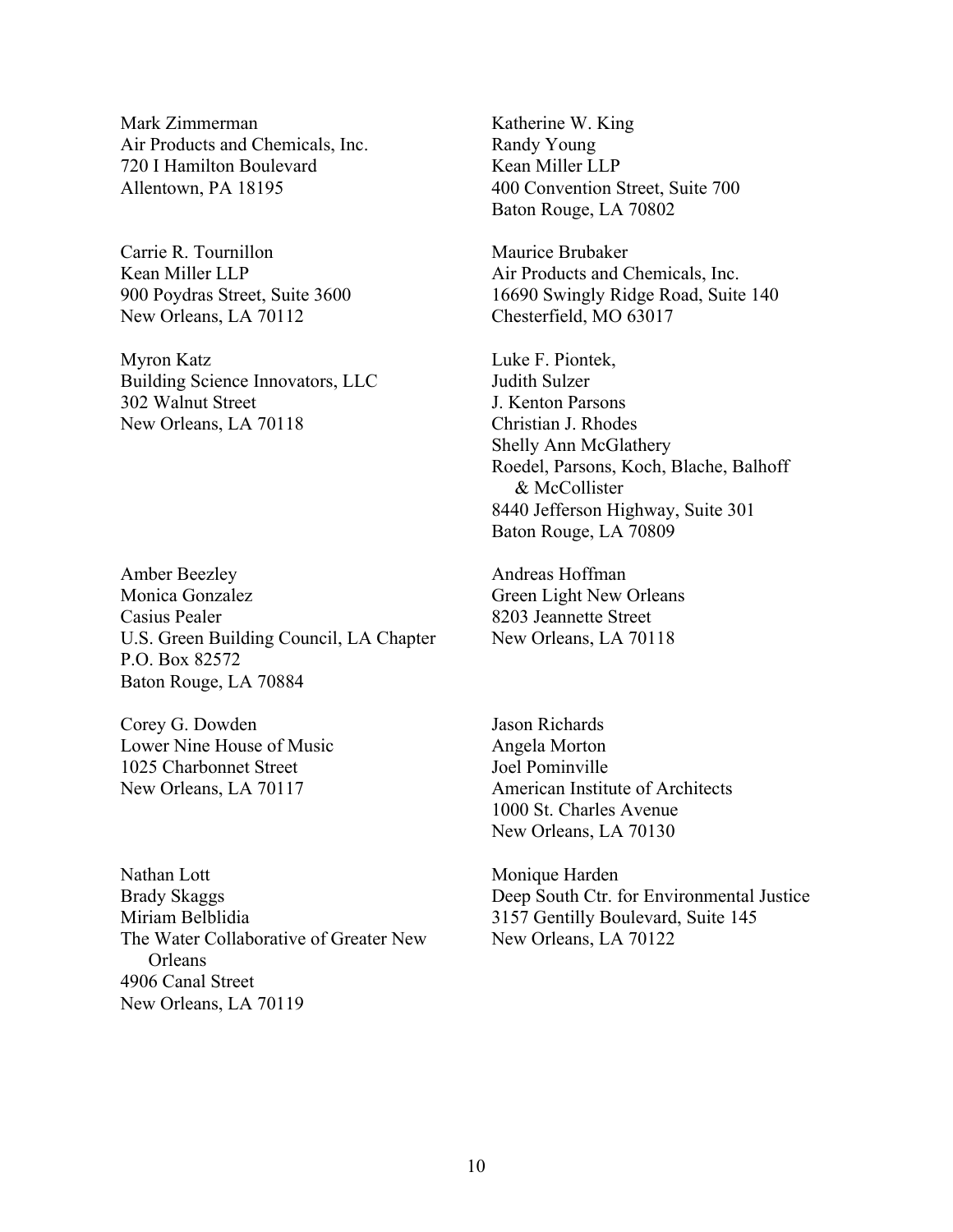Mark Zimmerman
Air Products and Chemicals, Inc.
720 I Hamilton Boulevard
Allentown, PA 18195

Katherine W. King
Randy Young
Kean Miller LLP
400 Convention Street, Suite 700
Baton Rouge, LA 70802

Carrie R. Tournillon
Kean Miller LLP
900 Poydras Street, Suite 3600
New Orleans, LA 70112

Maurice Brubaker
Air Products and Chemicals, Inc.
16690 Swingly Ridge Road, Suite 140
Chesterfield, MO 63017

Myron Katz
Building Science Innovators, LLC
302 Walnut Street
New Orleans, LA 70118

Luke F. Piontek,
Judith Sulzer
J. Kenton Parsons
Christian J. Rhodes
Shelly Ann McGlathery
Roedel, Parsons, Koch, Blache, Balhoff & McCollister
8440 Jefferson Highway, Suite 301
Baton Rouge, LA 70809

Amber Beezley
Monica Gonzalez
Casius Pealer
U.S. Green Building Council, LA Chapter
P.O. Box 82572
Baton Rouge, LA 70884

Andreas Hoffman
Green Light New Orleans
8203 Jeannette Street
New Orleans, LA 70118

Corey G. Dowden
Lower Nine House of Music
1025 Charbonnet Street
New Orleans, LA 70117

Jason Richards
Angela Morton
Joel Pominville
American Institute of Architects
1000 St. Charles Avenue
New Orleans, LA 70130

Nathan Lott
Brady Skaggs
Miriam Belblidia
The Water Collaborative of Greater New Orleans
4906 Canal Street
New Orleans, LA 70119

Monique Harden
Deep South Ctr. for Environmental Justice
3157 Gentilly Boulevard, Suite 145
New Orleans, LA 70122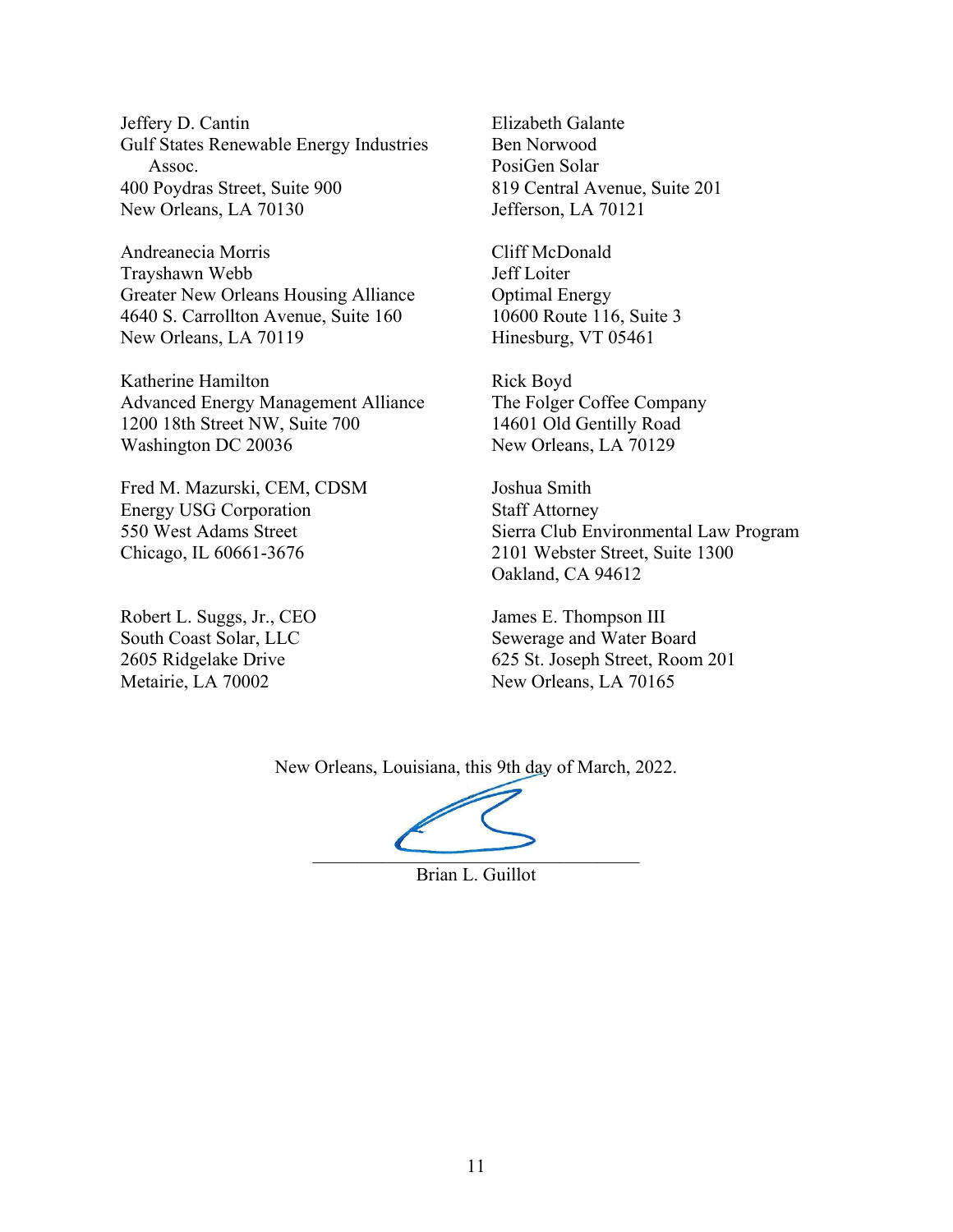Jeffery D. Cantin
Gulf States Renewable Energy Industries Assoc.
400 Poydras Street, Suite 900
New Orleans, LA 70130

Elizabeth Galante
Ben Norwood
PosiGen Solar
819 Central Avenue, Suite 201
Jefferson, LA 70121

Andreanecia Morris
Trayshawn Webb
Greater New Orleans Housing Alliance
4640 S. Carrollton Avenue, Suite 160
New Orleans, LA 70119

Cliff McDonald
Jeff Loiter
Optimal Energy
10600 Route 116, Suite 3
Hinesburg, VT 05461

Katherine Hamilton
Advanced Energy Management Alliance
1200 18th Street NW, Suite 700
Washington DC 20036

Rick Boyd
The Folger Coffee Company
14601 Old Gentilly Road
New Orleans, LA 70129

Fred M. Mazurski, CEM, CDSM
Energy USG Corporation
550 West Adams Street
Chicago, IL 60661-3676

Joshua Smith
Staff Attorney
Sierra Club Environmental Law Program
2101 Webster Street, Suite 1300
Oakland, CA 94612

Robert L. Suggs, Jr., CEO
South Coast Solar, LLC
2605 Ridgelake Drive
Metairie, LA 70002

James E. Thompson III
Sewerage and Water Board
625 St. Joseph Street, Room 201
New Orleans, LA 70165

New Orleans, Louisiana, this 9th day of March, 2022.

\_\_\_\_\_\_\_\_\_\_\_\_\_\_\_\_\_\_\_\_\_\_\_\_\_\_\_\_\_\_\_\_\_\_\_\_
Brian L. Guillot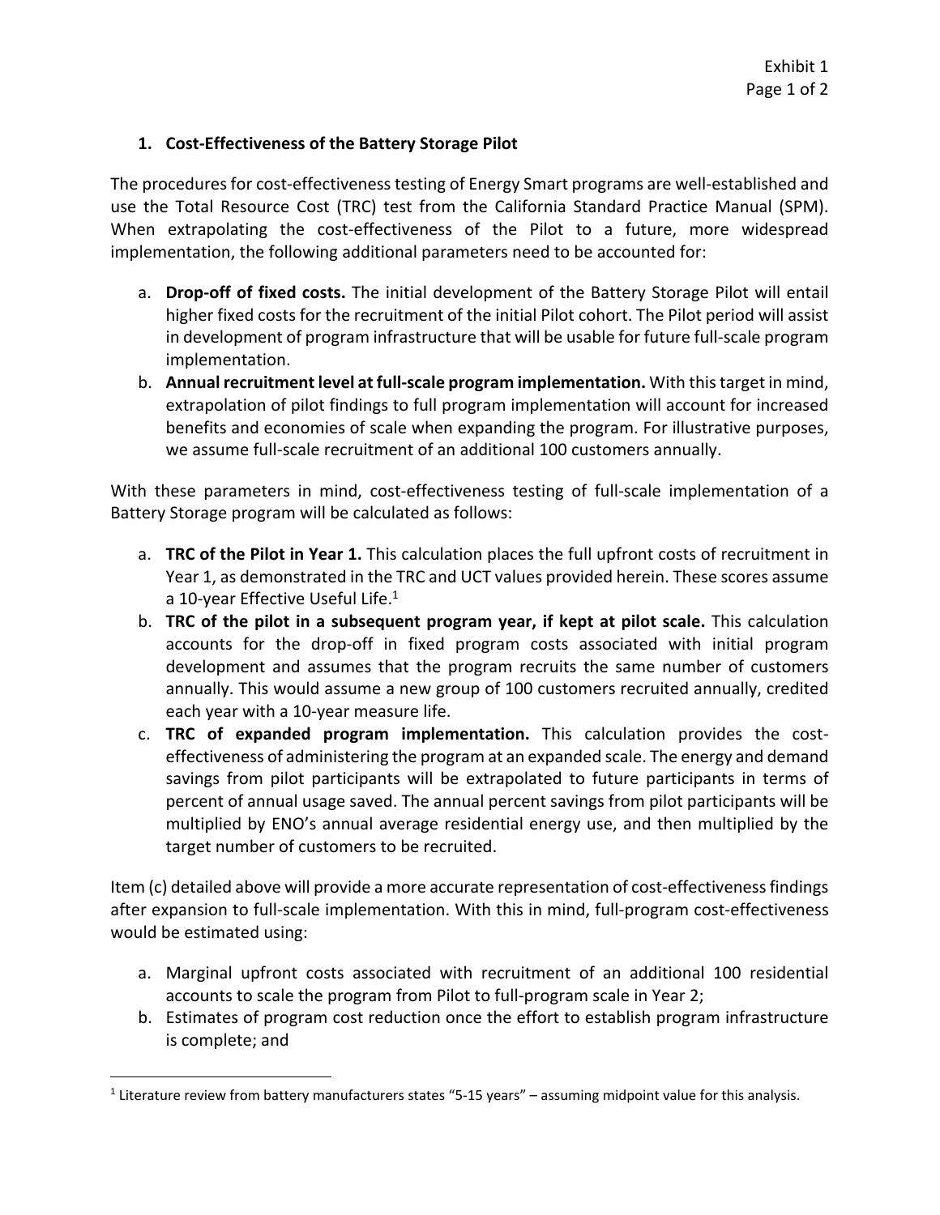### 1. Cost-Effectiveness of the Battery Storage Pilot

The procedures for cost-effectiveness testing of Energy Smart programs are well-established and use the Total Resource Cost (TRC) test from the California Standard Practice Manual (SPM). When extrapolating the cost-effectiveness of the Pilot to a future, more widespread implementation, the following additional parameters need to be accounted for:

a. **Drop-off of fixed costs.** The initial development of the Battery Storage Pilot will entail higher fixed costs for the recruitment of the initial Pilot cohort. The Pilot period will assist in development of program infrastructure that will be usable for future full-scale program implementation.
b. **Annual recruitment level at full-scale program implementation.** With this target in mind, extrapolation of pilot findings to full program implementation will account for increased benefits and economies of scale when expanding the program. For illustrative purposes, we assume full-scale recruitment of an additional 100 customers annually.

With these parameters in mind, cost-effectiveness testing of full-scale implementation of a Battery Storage program will be calculated as follows:

a. **TRC of the Pilot in Year 1.** This calculation places the full upfront costs of recruitment in Year 1, as demonstrated in the TRC and UCT values provided herein. These scores assume a 10-year Effective Useful Life.[1]
b. **TRC of the pilot in a subsequent program year, if kept at pilot scale.** This calculation accounts for the drop-off in fixed program costs associated with initial program development and assumes that the program recruits the same number of customers annually. This would assume a new group of 100 customers recruited annually, credited each year with a 10-year measure life.
c. **TRC of expanded program implementation.** This calculation provides the cost-effectiveness of administering the program at an expanded scale. The energy and demand savings from pilot participants will be extrapolated to future participants in terms of percent of annual usage saved. The annual percent savings from pilot participants will be multiplied by ENO's annual average residential energy use, and then multiplied by the target number of customers to be recruited.

Item (c) detailed above will provide a more accurate representation of cost-effectiveness findings after expansion to full-scale implementation. With this in mind, full-program cost-effectiveness would be estimated using:

a. Marginal upfront costs associated with recruitment of an additional 100 residential accounts to scale the program from Pilot to full-program scale in Year 2;
b. Estimates of program cost reduction once the effort to establish program infrastructure is complete; and

[1] Literature review from battery manufacturers states "5-15 years" – assuming midpoint value for this analysis.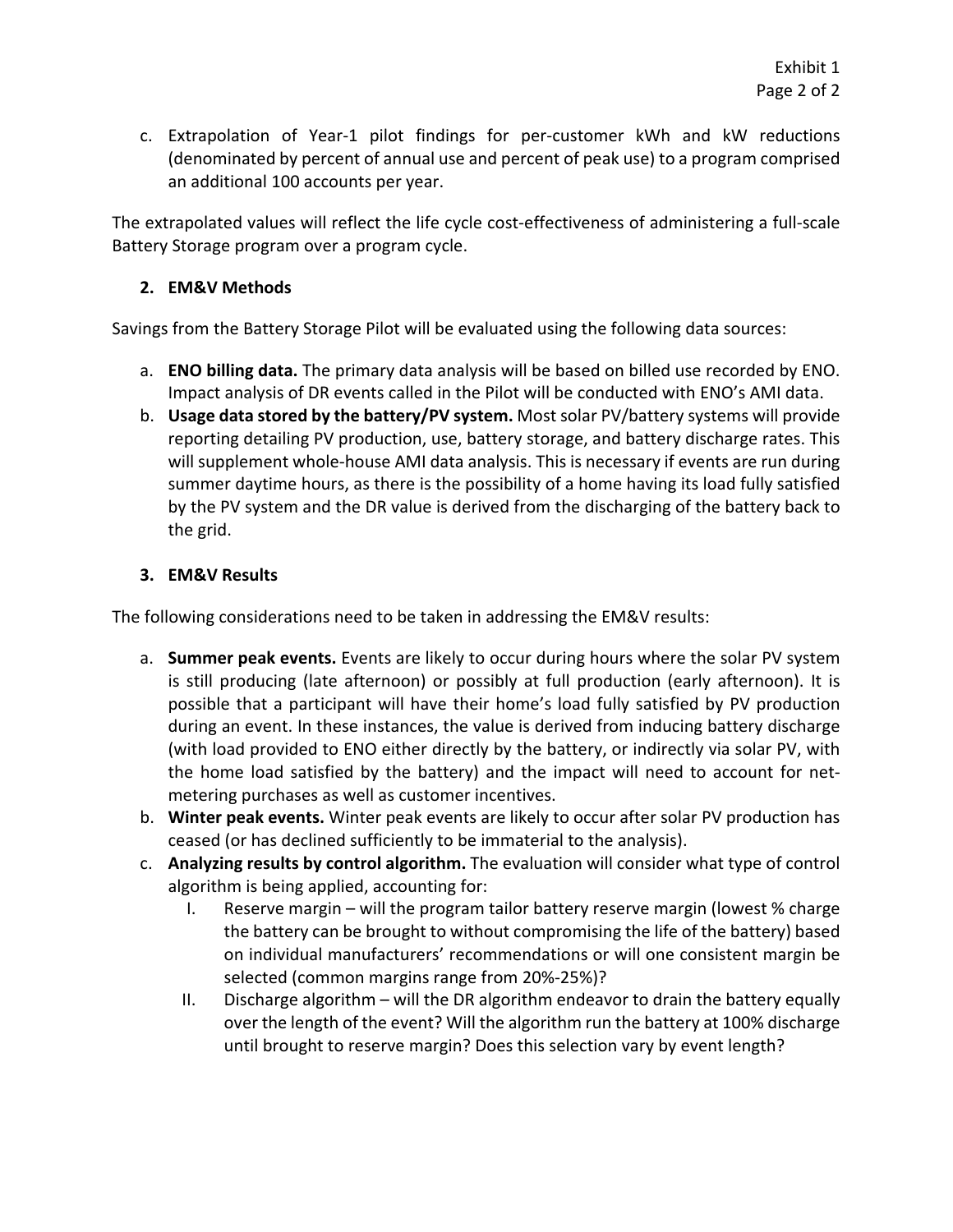c. Extrapolation of Year-1 pilot findings for per-customer kWh and kW reductions (denominated by percent of annual use and percent of peak use) to a program comprised an additional 100 accounts per year.

The extrapolated values will reflect the life cycle cost-effectiveness of administering a full-scale Battery Storage program over a program cycle.

**2. EM&V Methods**

Savings from the Battery Storage Pilot will be evaluated using the following data sources:

a. **ENO billing data.** The primary data analysis will be based on billed use recorded by ENO. Impact analysis of DR events called in the Pilot will be conducted with ENO's AMI data.
b. **Usage data stored by the battery/PV system.** Most solar PV/battery systems will provide reporting detailing PV production, use, battery storage, and battery discharge rates. This will supplement whole-house AMI data analysis. This is necessary if events are run during summer daytime hours, as there is the possibility of a home having its load fully satisfied by the PV system and the DR value is derived from the discharging of the battery back to the grid.

**3. EM&V Results**

The following considerations need to be taken in addressing the EM&V results:

a. **Summer peak events.** Events are likely to occur during hours where the solar PV system is still producing (late afternoon) or possibly at full production (early afternoon). It is possible that a participant will have their home's load fully satisfied by PV production during an event. In these instances, the value is derived from inducing battery discharge (with load provided to ENO either directly by the battery, or indirectly via solar PV, with the home load satisfied by the battery) and the impact will need to account for net-metering purchases as well as customer incentives.
b. **Winter peak events.** Winter peak events are likely to occur after solar PV production has ceased (or has declined sufficiently to be immaterial to the analysis).
c. **Analyzing results by control algorithm.** The evaluation will consider what type of control algorithm is being applied, accounting for:
   I. Reserve margin – will the program tailor battery reserve margin (lowest % charge the battery can be brought to without compromising the life of the battery) based on individual manufacturers' recommendations or will one consistent margin be selected (common margins range from 20%-25%)?
   II. Discharge algorithm – will the DR algorithm endeavor to drain the battery equally over the length of the event? Will the algorithm run the battery at 100% discharge until brought to reserve margin? Does this selection vary by event length?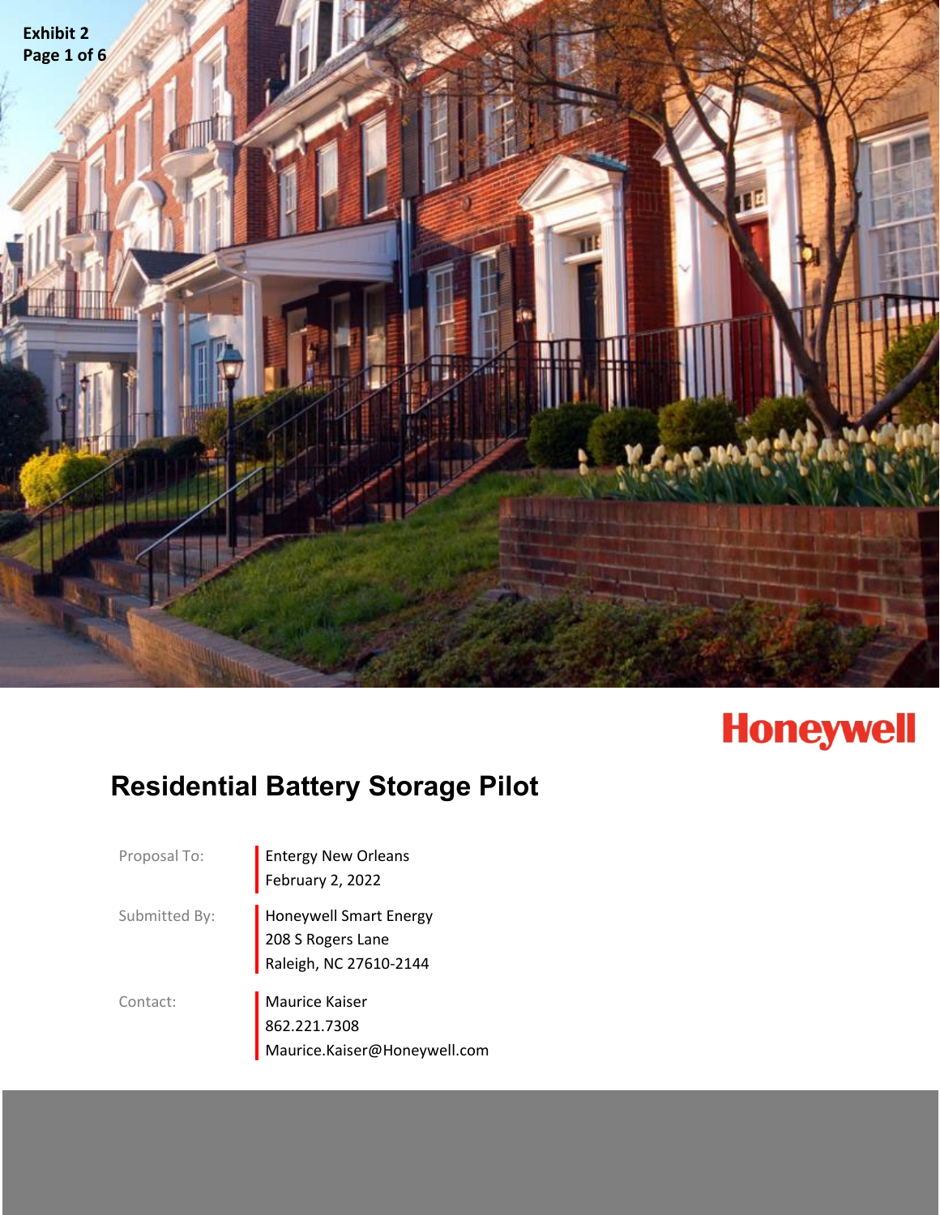Exhibit 2
Page 1 of 6

Honeywell

# Residential Battery Storage Pilot

| | |
|---|---|
| Proposal To: | Entergy New Orleans<br>February 2, 2022 |
| Submitted By: | Honeywell Smart Energy<br>208 S Rogers Lane<br>Raleigh, NC 27610-2144 |
| Contact: | Maurice Kaiser<br>862.221.7308<br>Maurice.Kaiser@Honeywell.com |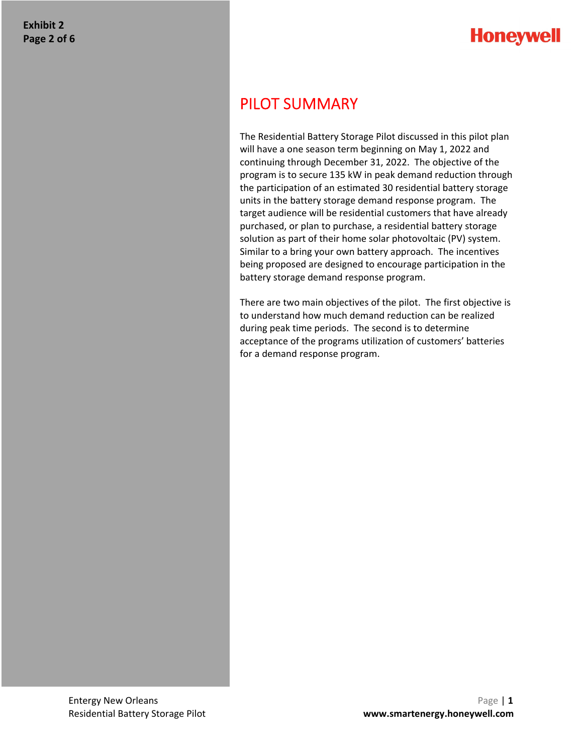# PILOT SUMMARY

The Residential Battery Storage Pilot discussed in this pilot plan will have a one season term beginning on May 1, 2022 and continuing through December 31, 2022. The objective of the program is to secure 135 kW in peak demand reduction through the participation of an estimated 30 residential battery storage units in the battery storage demand response program. The target audience will be residential customers that have already purchased, or plan to purchase, a residential battery storage solution as part of their home solar photovoltaic (PV) system. Similar to a bring your own battery approach. The incentives being proposed are designed to encourage participation in the battery storage demand response program.

There are two main objectives of the pilot. The first objective is to understand how much demand reduction can be realized during peak time periods. The second is to determine acceptance of the programs utilization of customers' batteries for a demand response program.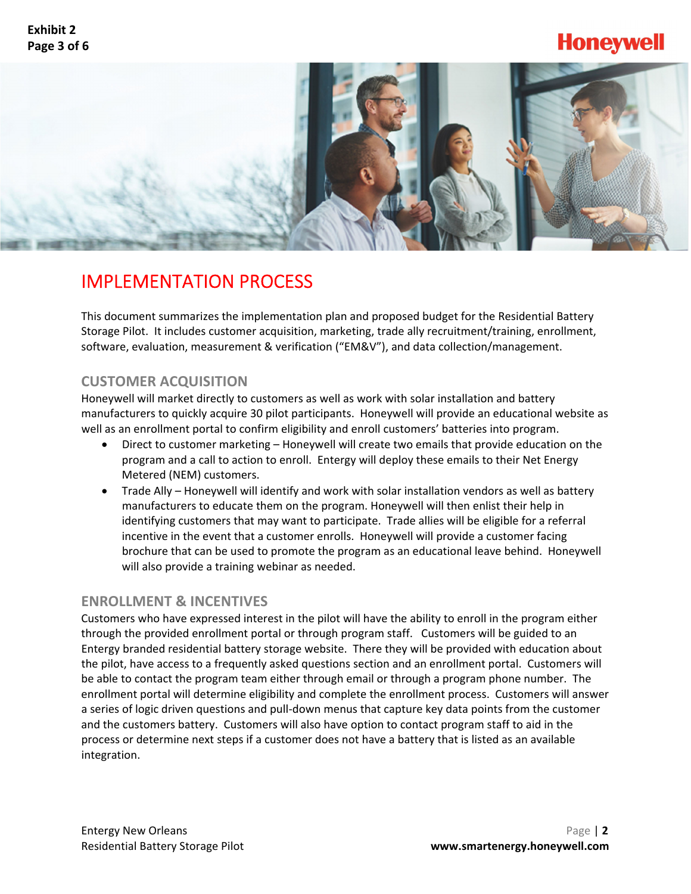# IMPLEMENTATION PROCESS

This document summarizes the implementation plan and proposed budget for the Residential Battery Storage Pilot. It includes customer acquisition, marketing, trade ally recruitment/training, enrollment, software, evaluation, measurement & verification ("EM&V"), and data collection/management.

## CUSTOMER ACQUISITION

Honeywell will market directly to customers as well as work with solar installation and battery manufacturers to quickly acquire 30 pilot participants. Honeywell will provide an educational website as well as an enrollment portal to confirm eligibility and enroll customers' batteries into program.

- Direct to customer marketing – Honeywell will create two emails that provide education on the program and a call to action to enroll. Entergy will deploy these emails to their Net Energy Metered (NEM) customers.
- Trade Ally – Honeywell will identify and work with solar installation vendors as well as battery manufacturers to educate them on the program. Honeywell will then enlist their help in identifying customers that may want to participate. Trade allies will be eligible for a referral incentive in the event that a customer enrolls. Honeywell will provide a customer facing brochure that can be used to promote the program as an educational leave behind. Honeywell will also provide a training webinar as needed.

## ENROLLMENT & INCENTIVES

Customers who have expressed interest in the pilot will have the ability to enroll in the program either through the provided enrollment portal or through program staff. Customers will be guided to an Entergy branded residential battery storage website. There they will be provided with education about the pilot, have access to a frequently asked questions section and an enrollment portal. Customers will be able to contact the program team either through email or through a program phone number. The enrollment portal will determine eligibility and complete the enrollment process. Customers will answer a series of logic driven questions and pull-down menus that capture key data points from the customer and the customers battery. Customers will also have option to contact program staff to aid in the process or determine next steps if a customer does not have a battery that is listed as an available integration.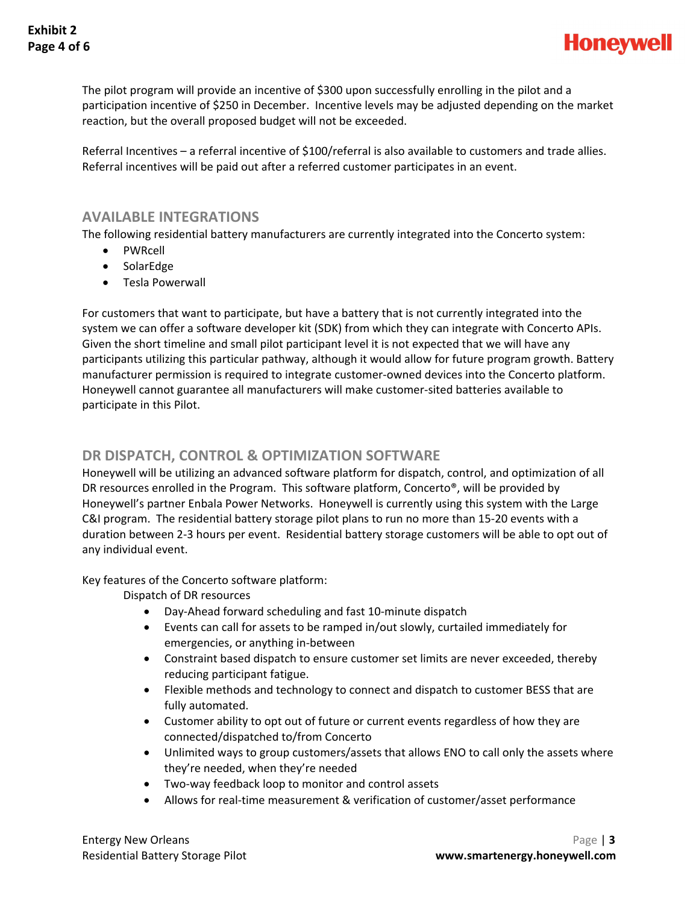The pilot program will provide an incentive of $300 upon successfully enrolling in the pilot and a participation incentive of $250 in December. Incentive levels may be adjusted depending on the market reaction, but the overall proposed budget will not be exceeded.

Referral Incentives – a referral incentive of $100/referral is also available to customers and trade allies. Referral incentives will be paid out after a referred customer participates in an event.

## AVAILABLE INTEGRATIONS

The following residential battery manufacturers are currently integrated into the Concerto system:

- PWRcell
- SolarEdge
- Tesla Powerwall

For customers that want to participate, but have a battery that is not currently integrated into the system we can offer a software developer kit (SDK) from which they can integrate with Concerto APIs. Given the short timeline and small pilot participant level it is not expected that we will have any participants utilizing this particular pathway, although it would allow for future program growth. Battery manufacturer permission is required to integrate customer-owned devices into the Concerto platform. Honeywell cannot guarantee all manufacturers will make customer-sited batteries available to participate in this Pilot.

## DR DISPATCH, CONTROL & OPTIMIZATION SOFTWARE

Honeywell will be utilizing an advanced software platform for dispatch, control, and optimization of all DR resources enrolled in the Program. This software platform, Concerto®, will be provided by Honeywell's partner Enbala Power Networks. Honeywell is currently using this system with the Large C&I program. The residential battery storage pilot plans to run no more than 15-20 events with a duration between 2-3 hours per event. Residential battery storage customers will be able to opt out of any individual event.

Key features of the Concerto software platform:

Dispatch of DR resources

- Day-Ahead forward scheduling and fast 10-minute dispatch
- Events can call for assets to be ramped in/out slowly, curtailed immediately for emergencies, or anything in-between
- Constraint based dispatch to ensure customer set limits are never exceeded, thereby reducing participant fatigue.
- Flexible methods and technology to connect and dispatch to customer BESS that are fully automated.
- Customer ability to opt out of future or current events regardless of how they are connected/dispatched to/from Concerto
- Unlimited ways to group customers/assets that allows ENO to call only the assets where they're needed, when they're needed
- Two-way feedback loop to monitor and control assets
- Allows for real-time measurement & verification of customer/asset performance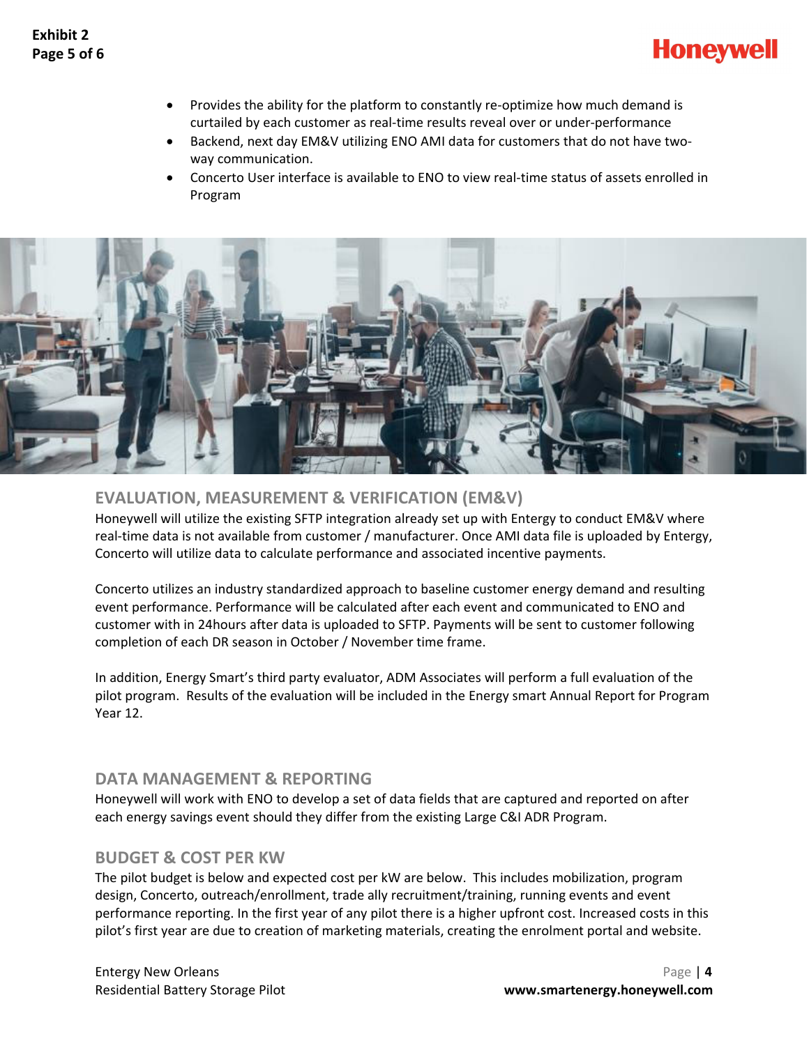- Provides the ability for the platform to constantly re-optimize how much demand is curtailed by each customer as real-time results reveal over or under-performance
- Backend, next day EM&V utilizing ENO AMI data for customers that do not have two-way communication.
- Concerto User interface is available to ENO to view real-time status of assets enrolled in Program

## EVALUATION, MEASUREMENT & VERIFICATION (EM&V)

Honeywell will utilize the existing SFTP integration already set up with Entergy to conduct EM&V where real-time data is not available from customer / manufacturer. Once AMI data file is uploaded by Entergy, Concerto will utilize data to calculate performance and associated incentive payments.

Concerto utilizes an industry standardized approach to baseline customer energy demand and resulting event performance. Performance will be calculated after each event and communicated to ENO and customer with in 24hours after data is uploaded to SFTP. Payments will be sent to customer following completion of each DR season in October / November time frame.

In addition, Energy Smart's third party evaluator, ADM Associates will perform a full evaluation of the pilot program. Results of the evaluation will be included in the Energy smart Annual Report for Program Year 12.

## DATA MANAGEMENT & REPORTING

Honeywell will work with ENO to develop a set of data fields that are captured and reported on after each energy savings event should they differ from the existing Large C&I ADR Program.

## BUDGET & COST PER KW

The pilot budget is below and expected cost per kW are below. This includes mobilization, program design, Concerto, outreach/enrollment, trade ally recruitment/training, running events and event performance reporting. In the first year of any pilot there is a higher upfront cost. Increased costs in this pilot's first year are due to creation of marketing materials, creating the enrolment portal and website.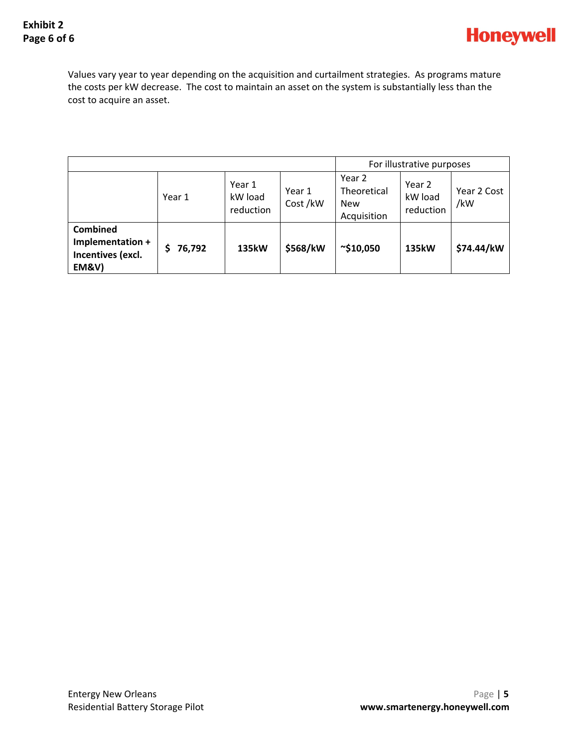Values vary year to year depending on the acquisition and curtailment strategies. As programs mature the costs per kW decrease. The cost to maintain an asset on the system is substantially less than the cost to acquire an asset.

| | | | | For illustrative purposes | | |
|---|---|---|---|---|---|---|
| | Year 1 | Year 1 kW load reduction | Year 1 Cost /kW | Year 2 Theoretical New Acquisition | Year 2 kW load reduction | Year 2 Cost /kW |
| **Combined Implementation + Incentives (excl. EM&V)** | **$ 76,792** | **135kW** | **$568/kW** | **~$10,050** | **135kW** | **$74.44/kW** |